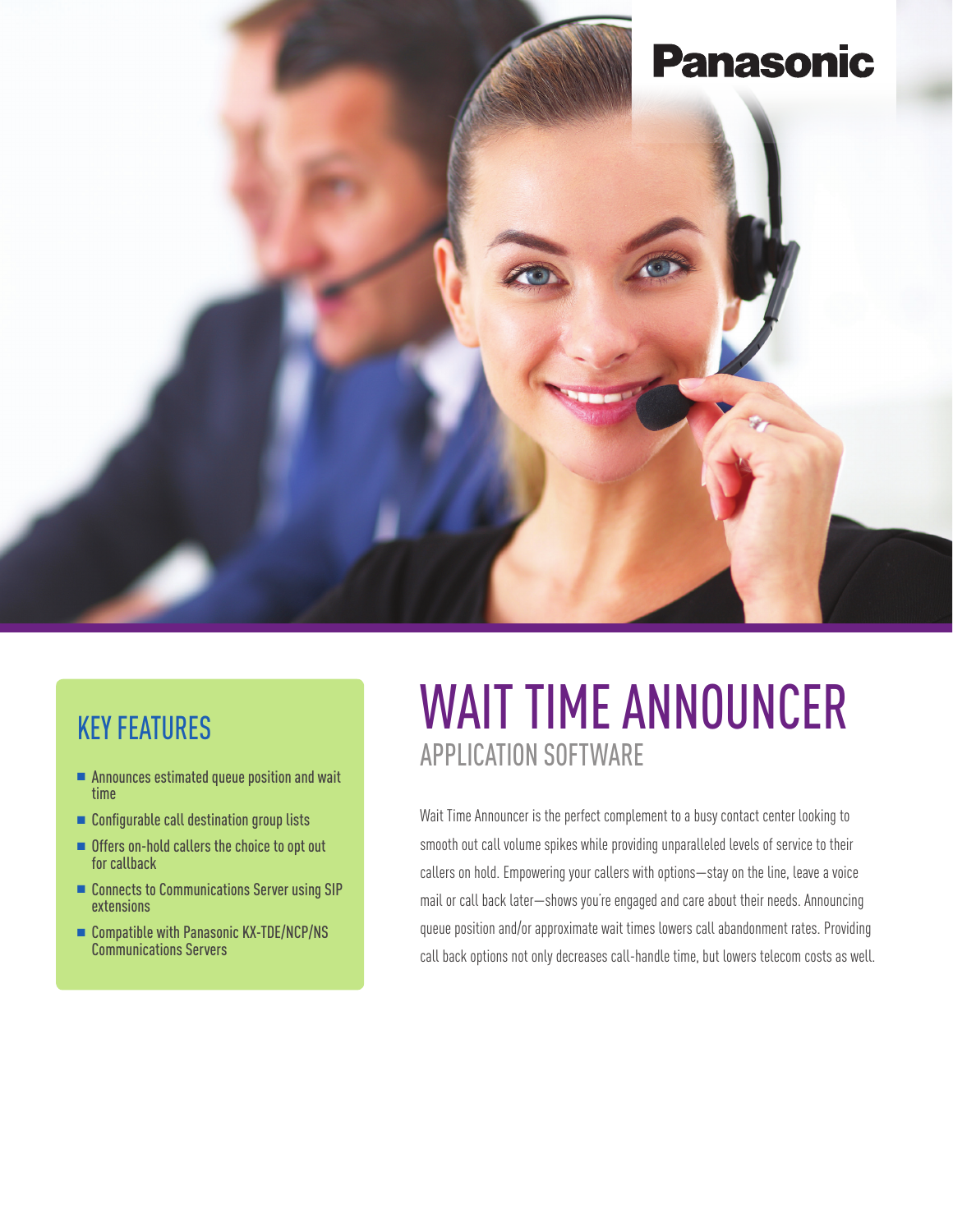Panasonic

# WAIT TIME ANNOUNCER

## APPLICATION SOFTWARE

Wait Time Announcer is the perfect complement to a busy contact center looking to smooth out call volume spikes while providing unparalleled levels of service to their callers on hold. Empowering your callers with options—stay on the line, leave a voice mail or call back later—shows you're engaged and care about their needs. Announcing queue position and/or approximate wait times lowers call abandonment rates. Providing call back options not only decreases call-handle time, but lowers telecom costs as well.

## KEY FEATURES

- Announces estimated queue position and wait time
- Configurable call destination group lists
- Offers on-hold callers the choice to opt out for callback
- Connects to Communications Server using SIP extensions
- Compatible with Panasonic KX-TDE/NCP/NS Communications Servers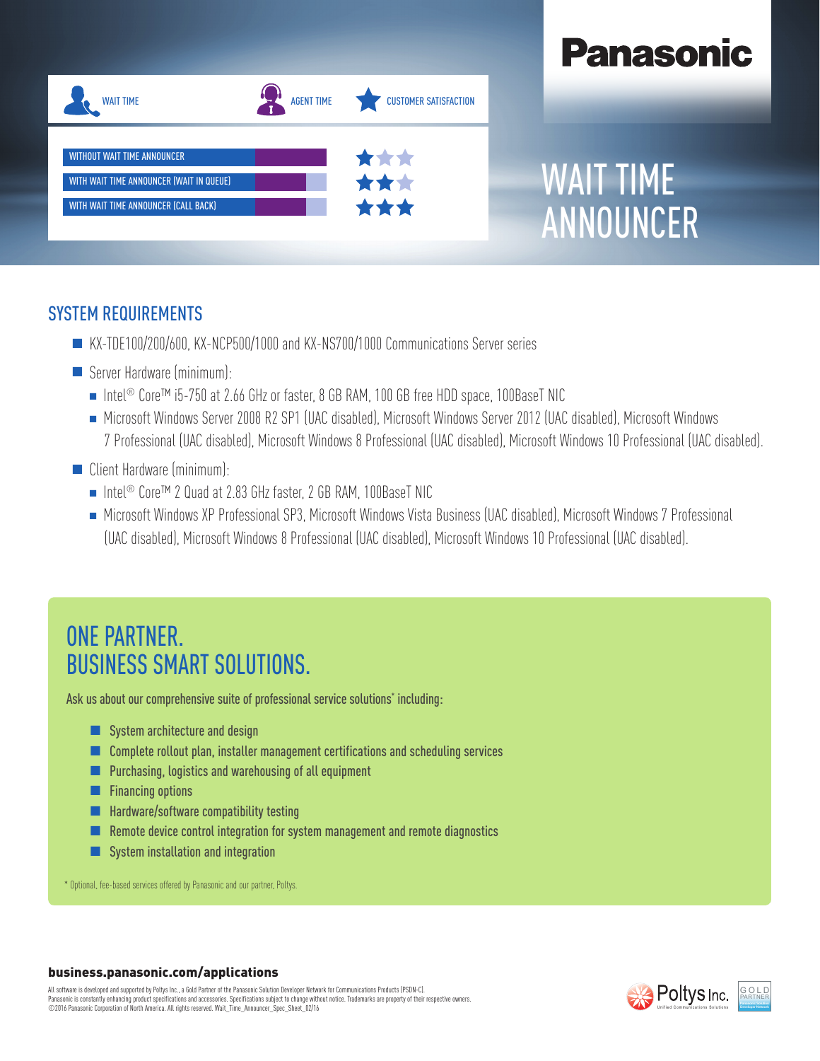Panasonic

WAIT TIME

AGENT TIME

CUSTOMER SATISFACTION

WITHOUT WAIT TIME ANNOUNCER

WITH WAIT TIME ANNOUNCER (WAIT IN QUEUE)

WITH WAIT TIME ANNOUNCER (CALL BACK)

# WAIT TIME ANNOUNCER

## SYSTEM REQUIREMENTS

- KX-TDE100/200/600, KX-NCP500/1000 and KX-NS700/1000 Communications Server series
- Server Hardware (minimum):
  - Intel® Core™ i5-750 at 2.66 GHz or faster, 8 GB RAM, 100 GB free HDD space, 100BaseT NIC
  - Microsoft Windows Server 2008 R2 SP1 (UAC disabled), Microsoft Windows Server 2012 (UAC disabled), Microsoft Windows 7 Professional (UAC disabled), Microsoft Windows 8 Professional (UAC disabled), Microsoft Windows 10 Professional (UAC disabled).
- Client Hardware (minimum):
  - Intel® Core™ 2 Quad at 2.83 GHz faster, 2 GB RAM, 100BaseT NIC
  - Microsoft Windows XP Professional SP3, Microsoft Windows Vista Business (UAC disabled), Microsoft Windows 7 Professional (UAC disabled), Microsoft Windows 8 Professional (UAC disabled), Microsoft Windows 10 Professional (UAC disabled).

## ONE PARTNER. BUSINESS SMART SOLUTIONS.

Ask us about our comprehensive suite of professional service solutions* including:

- System architecture and design
- Complete rollout plan, installer management certifications and scheduling services
- Purchasing, logistics and warehousing of all equipment
- Financing options
- Hardware/software compatibility testing
- Remote device control integration for system management and remote diagnostics
- System installation and integration

* Optional, fee-based services offered by Panasonic and our partner, Poltys.

**business.panasonic.com/applications**

All software is developed and supported by Poltys Inc., a Gold Partner of the Panasonic Solution Developer Network for Communications Products (PSDN-C).
Panasonic is constantly enhancing product specifications and accessories. Specifications subject to change without notice. Trademarks are property of their respective owners.
©2016 Panasonic Corporation of North America. All rights reserved. Wait_Time_Announcer_Spec_Sheet_02/16

Poltys Inc. Unified Communications Solutions

GOLD PARTNER